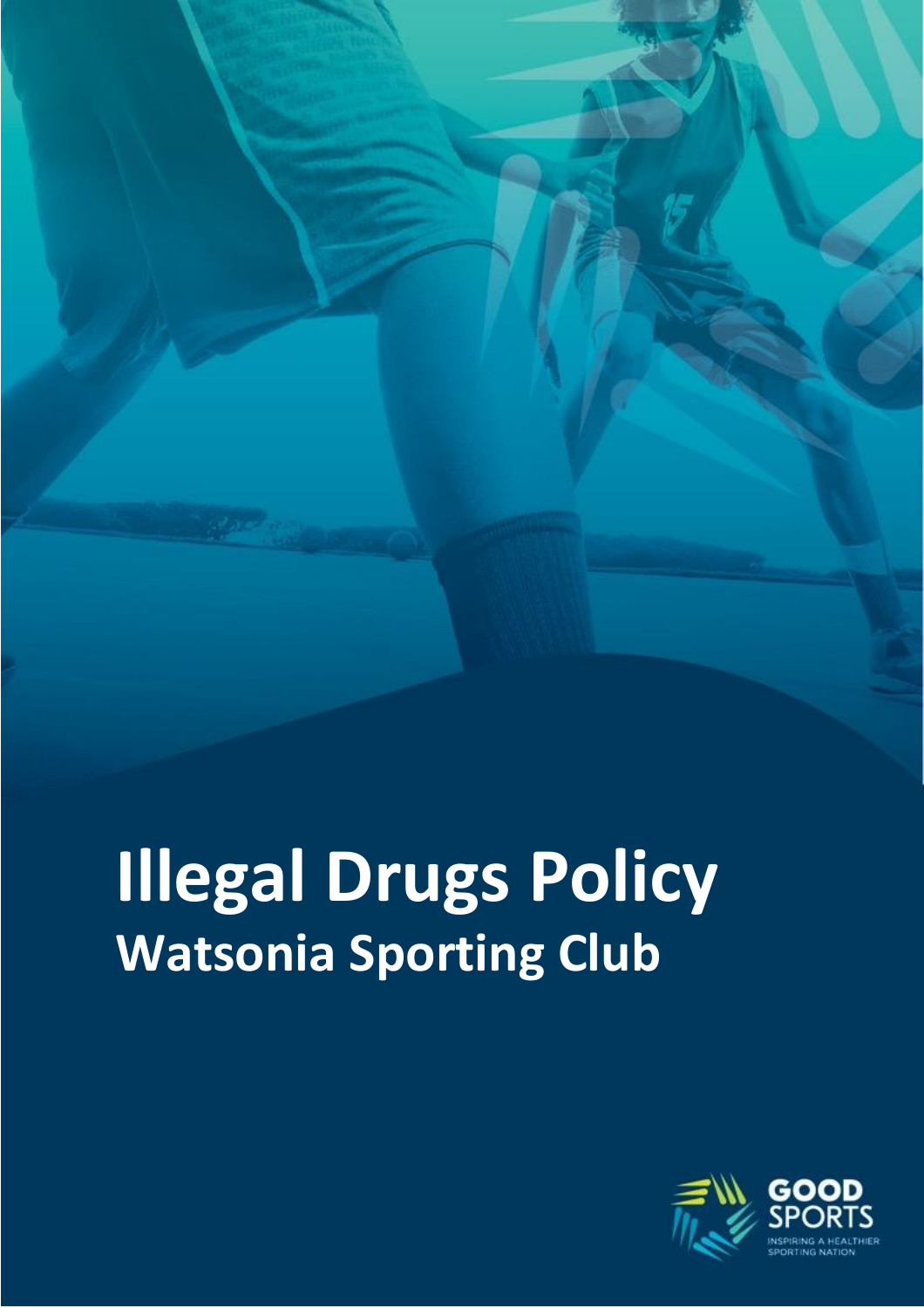# Illegal Drugs Policy

## Watsonia Sporting Club

GOOD SPORTS

INSPIRING A HEALTHIER SPORTING NATION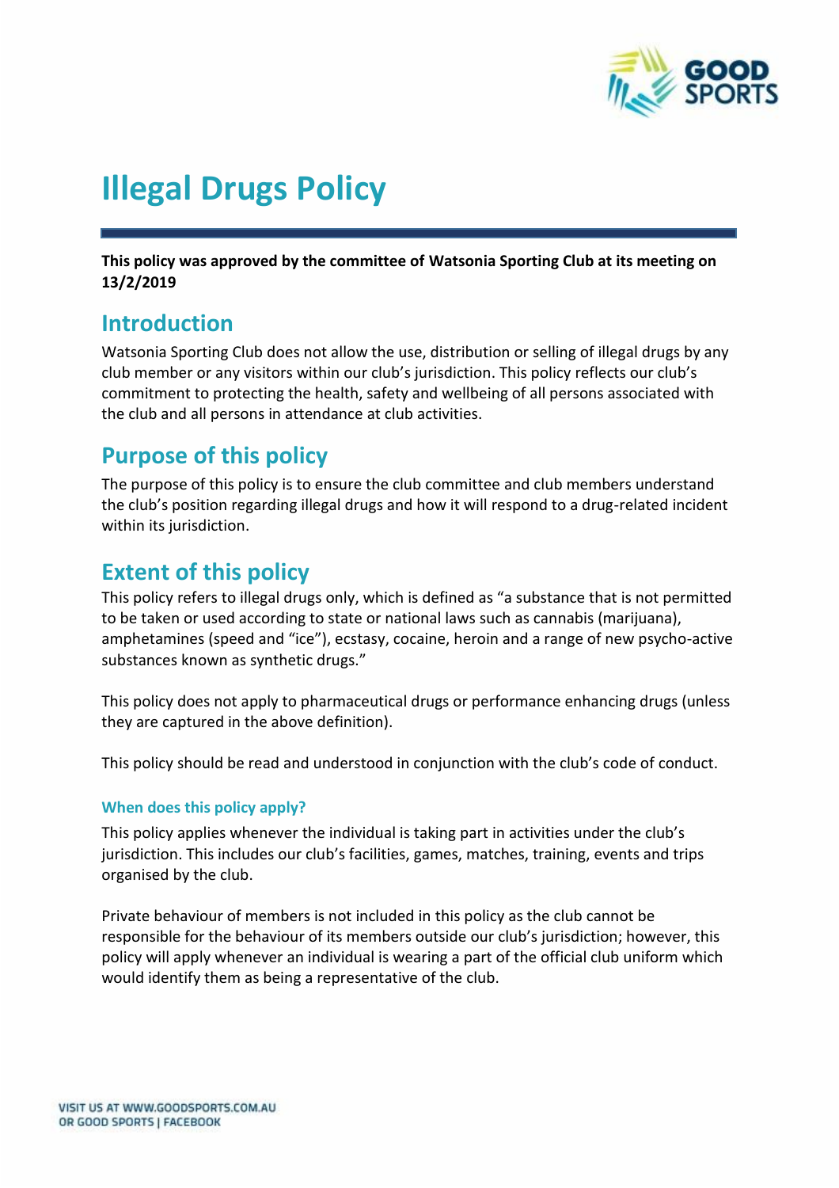# Illegal Drugs Policy

**This policy was approved by the committee of Watsonia Sporting Club at its meeting on 13/2/2019**

## Introduction

Watsonia Sporting Club does not allow the use, distribution or selling of illegal drugs by any club member or any visitors within our club's jurisdiction. This policy reflects our club's commitment to protecting the health, safety and wellbeing of all persons associated with the club and all persons in attendance at club activities.

## Purpose of this policy

The purpose of this policy is to ensure the club committee and club members understand the club's position regarding illegal drugs and how it will respond to a drug-related incident within its jurisdiction.

## Extent of this policy

This policy refers to illegal drugs only, which is defined as "a substance that is not permitted to be taken or used according to state or national laws such as cannabis (marijuana), amphetamines (speed and "ice"), ecstasy, cocaine, heroin and a range of new psycho-active substances known as synthetic drugs."

This policy does not apply to pharmaceutical drugs or performance enhancing drugs (unless they are captured in the above definition).

This policy should be read and understood in conjunction with the club's code of conduct.

### When does this policy apply?

This policy applies whenever the individual is taking part in activities under the club's jurisdiction. This includes our club's facilities, games, matches, training, events and trips organised by the club.

Private behaviour of members is not included in this policy as the club cannot be responsible for the behaviour of its members outside our club's jurisdiction; however, this policy will apply whenever an individual is wearing a part of the official club uniform which would identify them as being a representative of the club.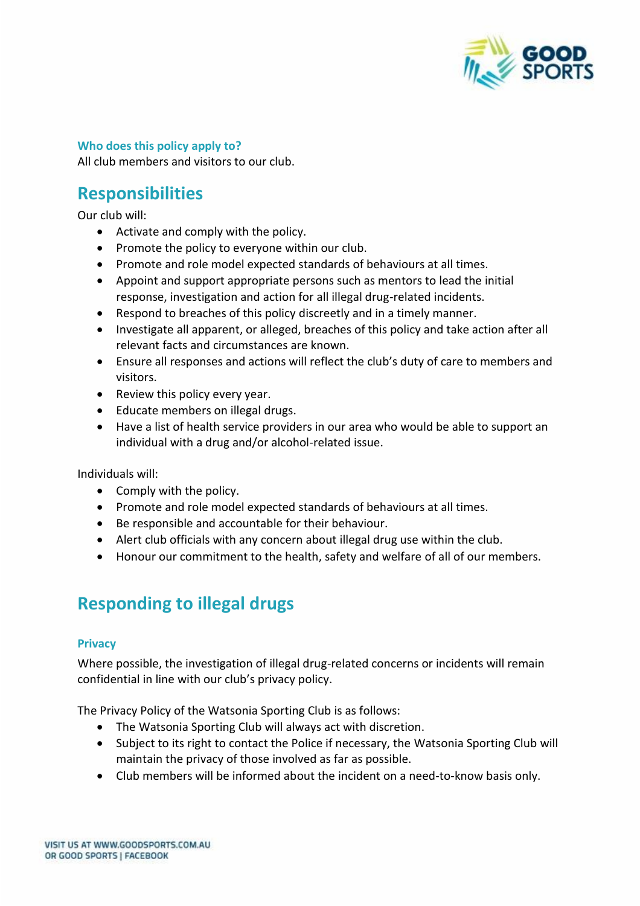### Who does this policy apply to?

All club members and visitors to our club.

## Responsibilities

Our club will:

- Activate and comply with the policy.
- Promote the policy to everyone within our club.
- Promote and role model expected standards of behaviours at all times.
- Appoint and support appropriate persons such as mentors to lead the initial response, investigation and action for all illegal drug-related incidents.
- Respond to breaches of this policy discreetly and in a timely manner.
- Investigate all apparent, or alleged, breaches of this policy and take action after all relevant facts and circumstances are known.
- Ensure all responses and actions will reflect the club's duty of care to members and visitors.
- Review this policy every year.
- Educate members on illegal drugs.
- Have a list of health service providers in our area who would be able to support an individual with a drug and/or alcohol-related issue.

Individuals will:

- Comply with the policy.
- Promote and role model expected standards of behaviours at all times.
- Be responsible and accountable for their behaviour.
- Alert club officials with any concern about illegal drug use within the club.
- Honour our commitment to the health, safety and welfare of all of our members.

## Responding to illegal drugs

### Privacy

Where possible, the investigation of illegal drug-related concerns or incidents will remain confidential in line with our club's privacy policy.

The Privacy Policy of the Watsonia Sporting Club is as follows:

- The Watsonia Sporting Club will always act with discretion.
- Subject to its right to contact the Police if necessary, the Watsonia Sporting Club will maintain the privacy of those involved as far as possible.
- Club members will be informed about the incident on a need-to-know basis only.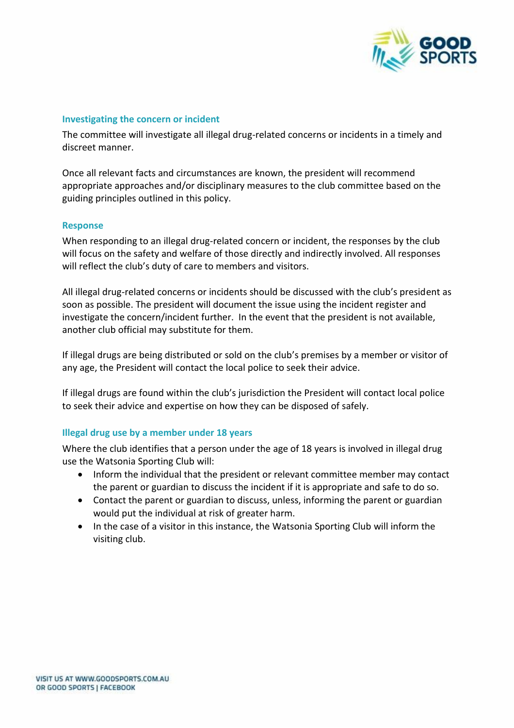### Investigating the concern or incident

The committee will investigate all illegal drug-related concerns or incidents in a timely and discreet manner.

Once all relevant facts and circumstances are known, the president will recommend appropriate approaches and/or disciplinary measures to the club committee based on the guiding principles outlined in this policy.

### Response

When responding to an illegal drug-related concern or incident, the responses by the club will focus on the safety and welfare of those directly and indirectly involved. All responses will reflect the club's duty of care to members and visitors.

All illegal drug-related concerns or incidents should be discussed with the club's president as soon as possible. The president will document the issue using the incident register and investigate the concern/incident further. In the event that the president is not available, another club official may substitute for them.

If illegal drugs are being distributed or sold on the club's premises by a member or visitor of any age, the President will contact the local police to seek their advice.

If illegal drugs are found within the club's jurisdiction the President will contact local police to seek their advice and expertise on how they can be disposed of safely.

### Illegal drug use by a member under 18 years

Where the club identifies that a person under the age of 18 years is involved in illegal drug use the Watsonia Sporting Club will:

- Inform the individual that the president or relevant committee member may contact the parent or guardian to discuss the incident if it is appropriate and safe to do so.
- Contact the parent or guardian to discuss, unless, informing the parent or guardian would put the individual at risk of greater harm.
- In the case of a visitor in this instance, the Watsonia Sporting Club will inform the visiting club.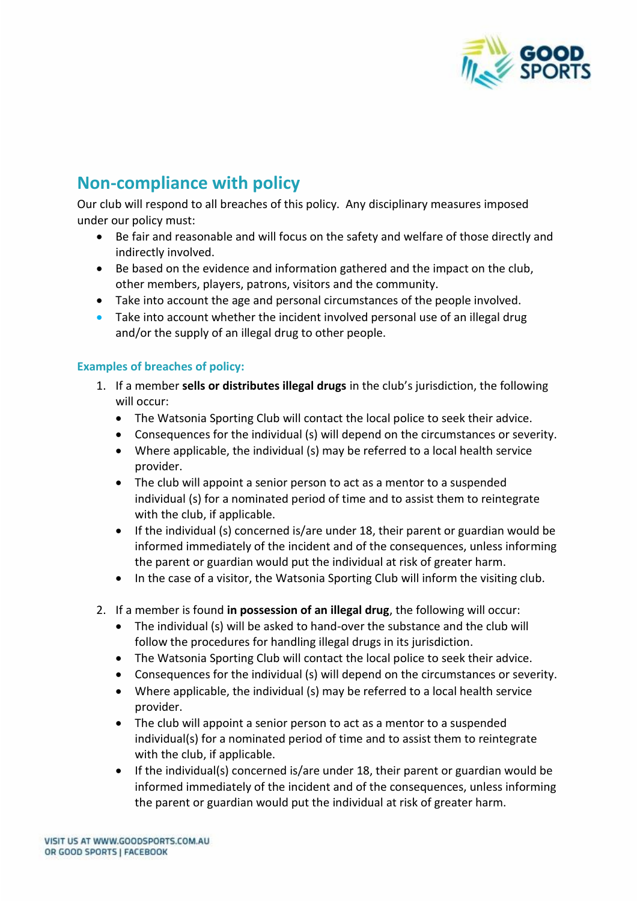## Non-compliance with policy

Our club will respond to all breaches of this policy. Any disciplinary measures imposed under our policy must:

- Be fair and reasonable and will focus on the safety and welfare of those directly and indirectly involved.
- Be based on the evidence and information gathered and the impact on the club, other members, players, patrons, visitors and the community.
- Take into account the age and personal circumstances of the people involved.
- Take into account whether the incident involved personal use of an illegal drug and/or the supply of an illegal drug to other people.

### Examples of breaches of policy:

1. If a member **sells or distributes illegal drugs** in the club's jurisdiction, the following will occur:
   - The Watsonia Sporting Club will contact the local police to seek their advice.
   - Consequences for the individual (s) will depend on the circumstances or severity.
   - Where applicable, the individual (s) may be referred to a local health service provider.
   - The club will appoint a senior person to act as a mentor to a suspended individual (s) for a nominated period of time and to assist them to reintegrate with the club, if applicable.
   - If the individual (s) concerned is/are under 18, their parent or guardian would be informed immediately of the incident and of the consequences, unless informing the parent or guardian would put the individual at risk of greater harm.
   - In the case of a visitor, the Watsonia Sporting Club will inform the visiting club.

2. If a member is found **in possession of an illegal drug**, the following will occur:
   - The individual (s) will be asked to hand-over the substance and the club will follow the procedures for handling illegal drugs in its jurisdiction.
   - The Watsonia Sporting Club will contact the local police to seek their advice.
   - Consequences for the individual (s) will depend on the circumstances or severity.
   - Where applicable, the individual (s) may be referred to a local health service provider.
   - The club will appoint a senior person to act as a mentor to a suspended individual(s) for a nominated period of time and to assist them to reintegrate with the club, if applicable.
   - If the individual(s) concerned is/are under 18, their parent or guardian would be informed immediately of the incident and of the consequences, unless informing the parent or guardian would put the individual at risk of greater harm.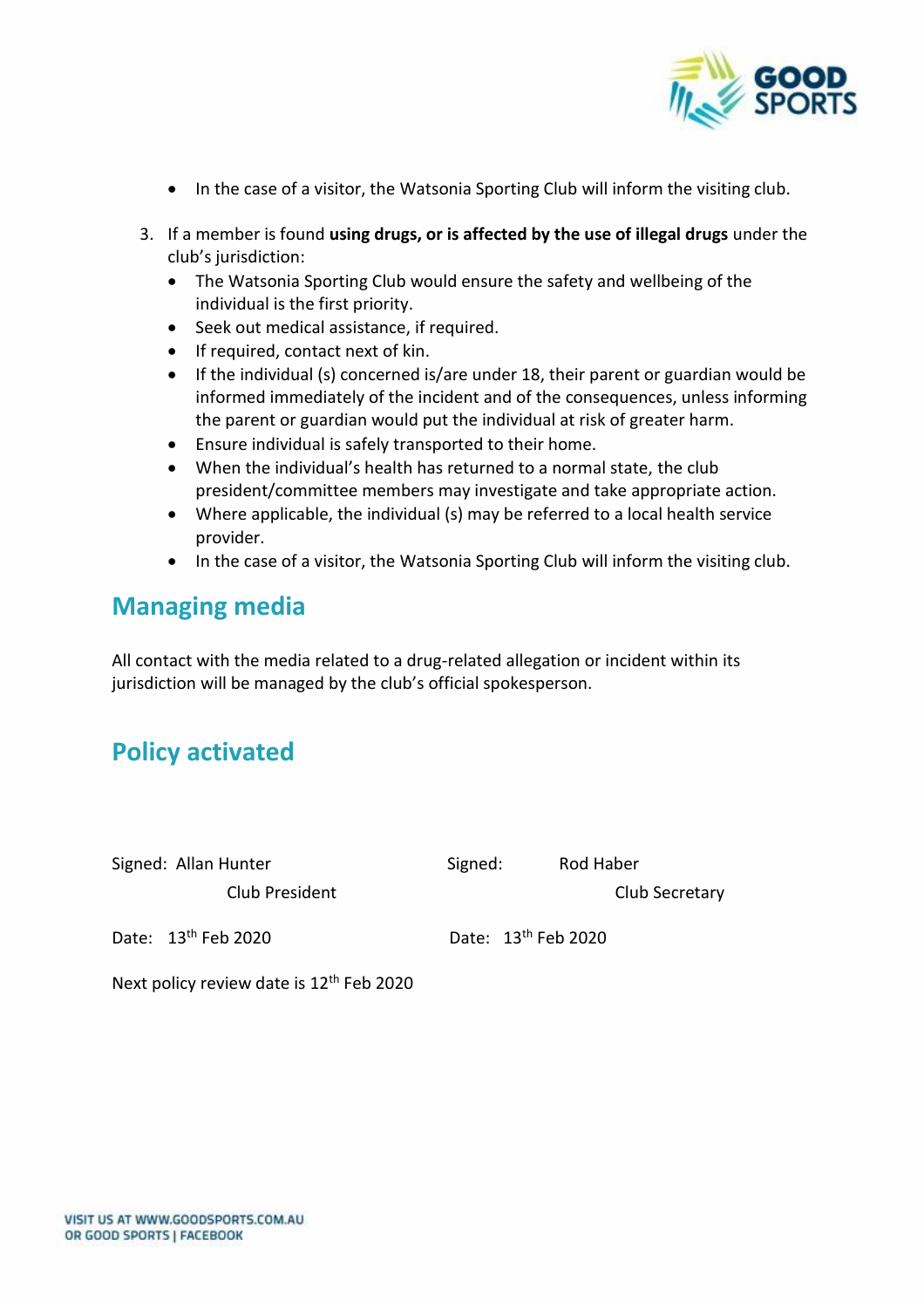- In the case of a visitor, the Watsonia Sporting Club will inform the visiting club.

3. If a member is found **using drugs, or is affected by the use of illegal drugs** under the club's jurisdiction:
   - The Watsonia Sporting Club would ensure the safety and wellbeing of the individual is the first priority.
   - Seek out medical assistance, if required.
   - If required, contact next of kin.
   - If the individual (s) concerned is/are under 18, their parent or guardian would be informed immediately of the incident and of the consequences, unless informing the parent or guardian would put the individual at risk of greater harm.
   - Ensure individual is safely transported to their home.
   - When the individual's health has returned to a normal state, the club president/committee members may investigate and take appropriate action.
   - Where applicable, the individual (s) may be referred to a local health service provider.
   - In the case of a visitor, the Watsonia Sporting Club will inform the visiting club.

## Managing media

All contact with the media related to a drug-related allegation or incident within its jurisdiction will be managed by the club's official spokesperson.

## Policy activated

Signed: Allan Hunter
Club President

Date: 13th Feb 2020

Signed: Rod Haber
Club Secretary

Date: 13th Feb 2020

Next policy review date is 12th Feb 2020